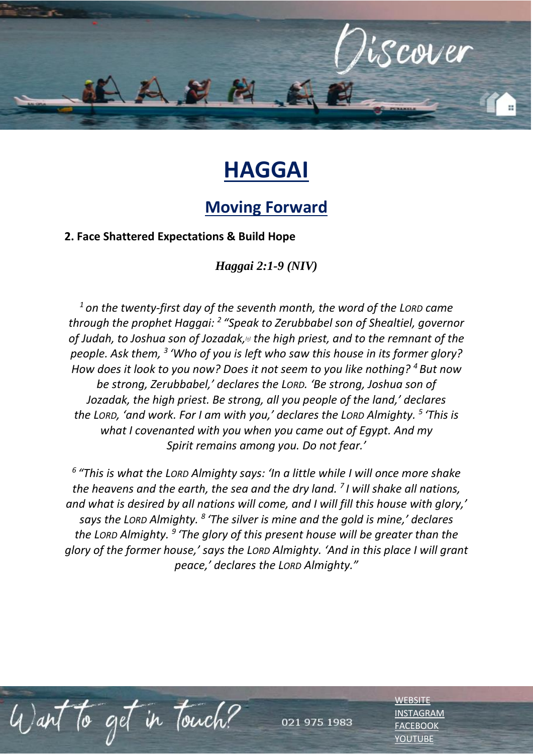Discover

# HAGGAI

## Moving Forward

**2. Face Shattered Expectations & Build Hope**

***Haggai 2:1-9 (NIV)***

*[1] on the twenty-first day of the seventh month, the word of the LORD came through the prophet Haggai: [2] "Speak to Zerubbabel son of Shealtiel, governor of Judah, to Joshua son of Jozadak,[a] the high priest, and to the remnant of the people. Ask them, [3] 'Who of you is left who saw this house in its former glory? How does it look to you now? Does it not seem to you like nothing? [4] But now be strong, Zerubbabel,' declares the LORD. 'Be strong, Joshua son of Jozadak, the high priest. Be strong, all you people of the land,' declares the LORD, 'and work. For I am with you,' declares the LORD Almighty. [5] 'This is what I covenanted with you when you came out of Egypt. And my Spirit remains among you. Do not fear.'*

*[6] "This is what the LORD Almighty says: 'In a little while I will once more shake the heavens and the earth, the sea and the dry land. [7] I will shake all nations, and what is desired by all nations will come, and I will fill this house with glory,' says the LORD Almighty. [8] 'The silver is mine and the gold is mine,' declares the LORD Almighty. [9] 'The glory of this present house will be greater than the glory of the former house,' says the LORD Almighty. 'And in this place I will grant peace,' declares the LORD Almighty."*

Want to get in touch?

021 975 1983

[WEBSITE]
[INSTAGRAM]
[FACEBOOK]
[YOUTUBE]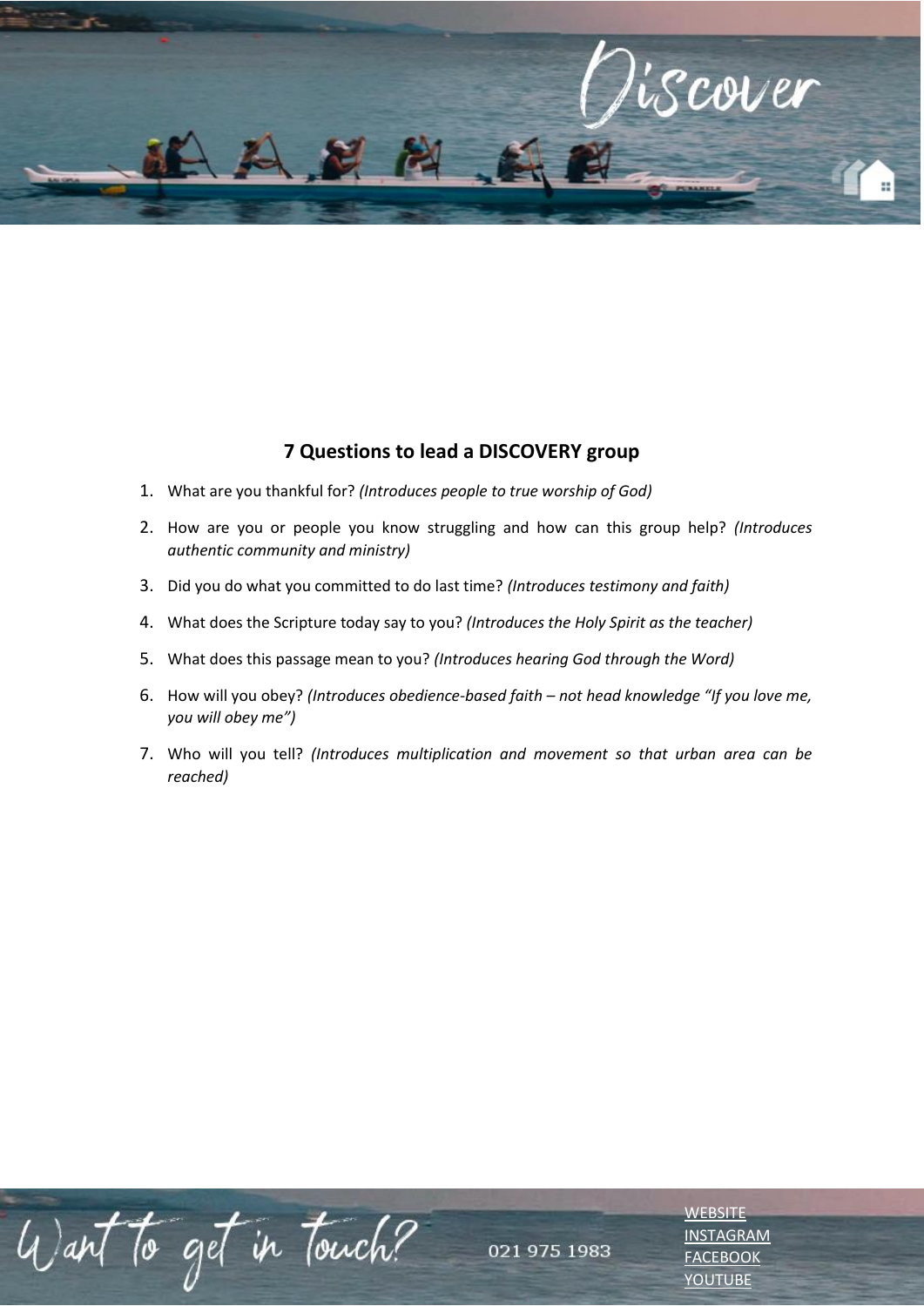## 7 Questions to lead a DISCOVERY group

1. What are you thankful for? *(Introduces people to true worship of God)*
2. How are you or people you know struggling and how can this group help? *(Introduces authentic community and ministry)*
3. Did you do what you committed to do last time? *(Introduces testimony and faith)*
4. What does the Scripture today say to you? *(Introduces the Holy Spirit as the teacher)*
5. What does this passage mean to you? *(Introduces hearing God through the Word)*
6. How will you obey? *(Introduces obedience-based faith – not head knowledge "If you love me, you will obey me")*
7. Who will you tell? *(Introduces multiplication and movement so that urban area can be reached)*

Want to get in touch?

021 975 1983

WEBSITE
INSTAGRAM
FACEBOOK
YOUTUBE